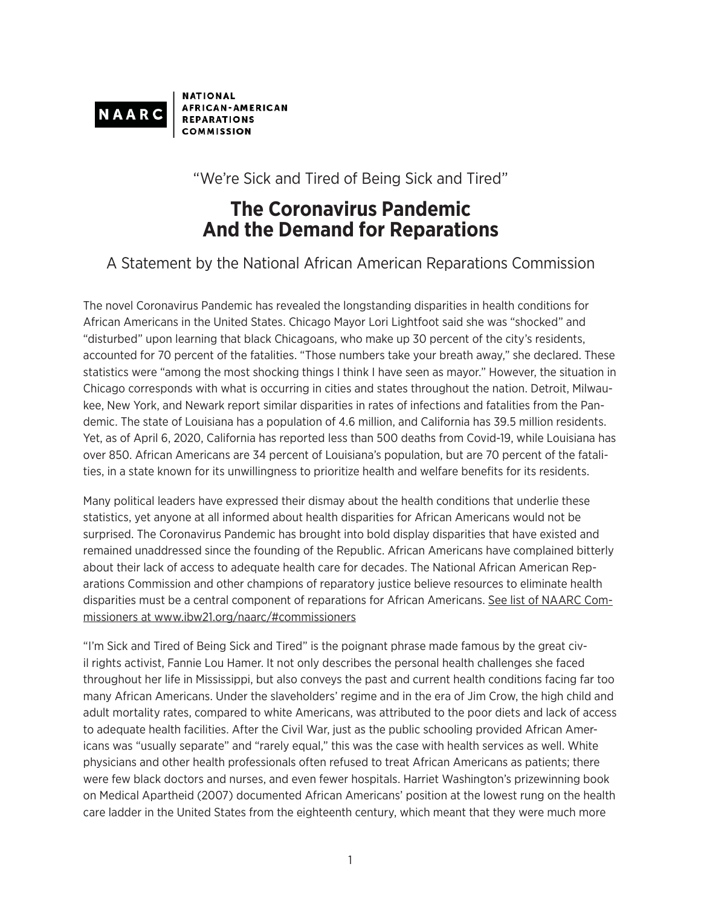NAARC | NATIONAL AFRICAN-AMERICAN REPARATIONS COMMISSION

"We're Sick and Tired of Being Sick and Tired"

# The Coronavirus Pandemic And the Demand for Reparations

A Statement by the National African American Reparations Commission

The novel Coronavirus Pandemic has revealed the longstanding disparities in health conditions for African Americans in the United States. Chicago Mayor Lori Lightfoot said she was "shocked" and "disturbed" upon learning that black Chicagoans, who make up 30 percent of the city's residents, accounted for 70 percent of the fatalities. "Those numbers take your breath away," she declared. These statistics were "among the most shocking things I think I have seen as mayor." However, the situation in Chicago corresponds with what is occurring in cities and states throughout the nation. Detroit, Milwaukee, New York, and Newark report similar disparities in rates of infections and fatalities from the Pandemic. The state of Louisiana has a population of 4.6 million, and California has 39.5 million residents. Yet, as of April 6, 2020, California has reported less than 500 deaths from Covid-19, while Louisiana has over 850. African Americans are 34 percent of Louisiana's population, but are 70 percent of the fatalities, in a state known for its unwillingness to prioritize health and welfare benefits for its residents.

Many political leaders have expressed their dismay about the health conditions that underlie these statistics, yet anyone at all informed about health disparities for African Americans would not be surprised. The Coronavirus Pandemic has brought into bold display disparities that have existed and remained unaddressed since the founding of the Republic. African Americans have complained bitterly about their lack of access to adequate health care for decades. The National African American Reparations Commission and other champions of reparatory justice believe resources to eliminate health disparities must be a central component of reparations for African Americans. See list of NAARC Commissioners at www.ibw21.org/naarc/#commissioners

"I'm Sick and Tired of Being Sick and Tired" is the poignant phrase made famous by the great civil rights activist, Fannie Lou Hamer. It not only describes the personal health challenges she faced throughout her life in Mississippi, but also conveys the past and current health conditions facing far too many African Americans. Under the slaveholders' regime and in the era of Jim Crow, the high child and adult mortality rates, compared to white Americans, was attributed to the poor diets and lack of access to adequate health facilities. After the Civil War, just as the public schooling provided African Americans was "usually separate" and "rarely equal," this was the case with health services as well. White physicians and other health professionals often refused to treat African Americans as patients; there were few black doctors and nurses, and even fewer hospitals. Harriet Washington's prizewinning book on Medical Apartheid (2007) documented African Americans' position at the lowest rung on the health care ladder in the United States from the eighteenth century, which meant that they were much more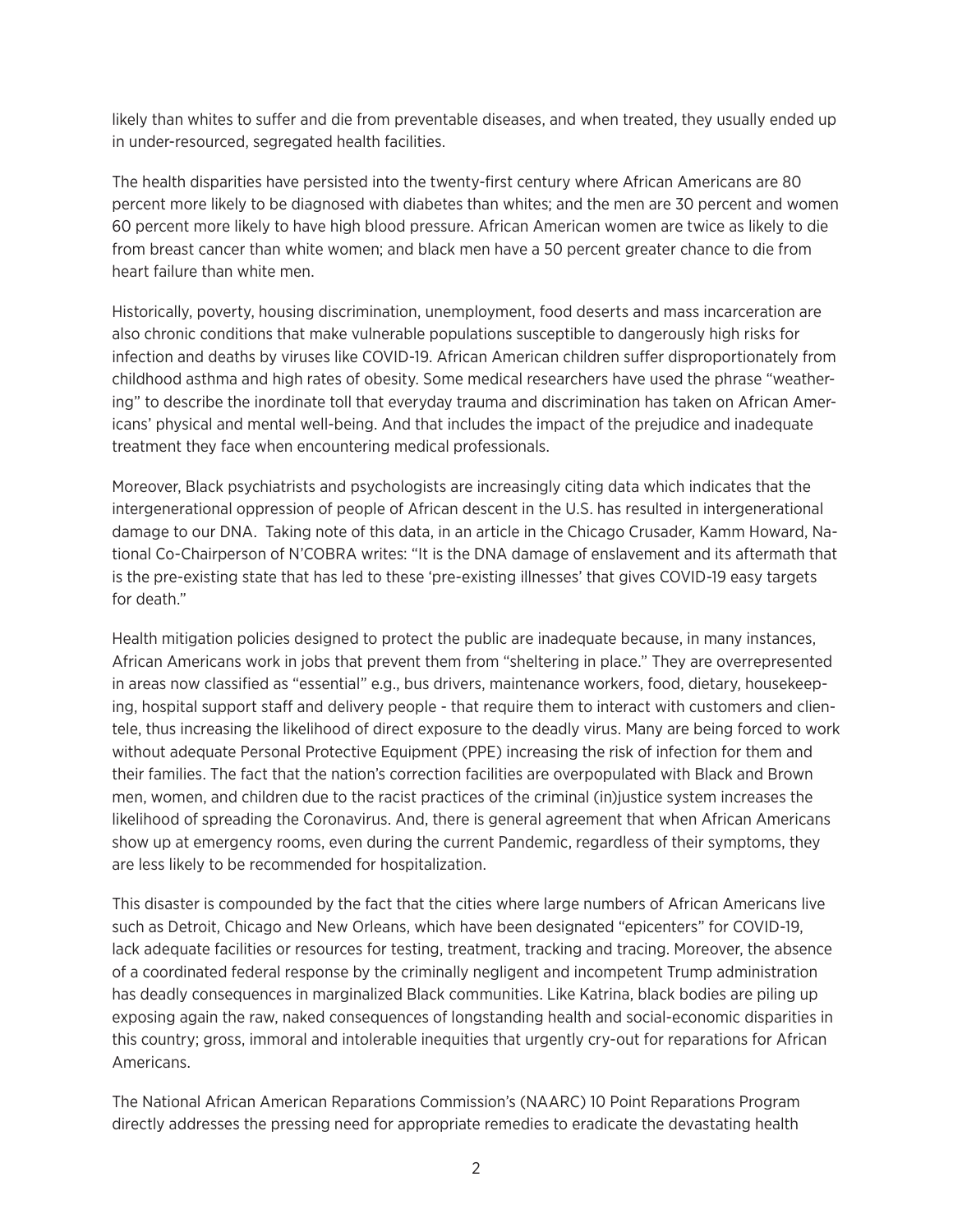likely than whites to suffer and die from preventable diseases, and when treated, they usually ended up in under-resourced, segregated health facilities.

The health disparities have persisted into the twenty-first century where African Americans are 80 percent more likely to be diagnosed with diabetes than whites; and the men are 30 percent and women 60 percent more likely to have high blood pressure. African American women are twice as likely to die from breast cancer than white women; and black men have a 50 percent greater chance to die from heart failure than white men.

Historically, poverty, housing discrimination, unemployment, food deserts and mass incarceration are also chronic conditions that make vulnerable populations susceptible to dangerously high risks for infection and deaths by viruses like COVID-19. African American children suffer disproportionately from childhood asthma and high rates of obesity. Some medical researchers have used the phrase "weathering" to describe the inordinate toll that everyday trauma and discrimination has taken on African Americans' physical and mental well-being. And that includes the impact of the prejudice and inadequate treatment they face when encountering medical professionals.

Moreover, Black psychiatrists and psychologists are increasingly citing data which indicates that the intergenerational oppression of people of African descent in the U.S. has resulted in intergenerational damage to our DNA. Taking note of this data, in an article in the Chicago Crusader, Kamm Howard, National Co-Chairperson of N'COBRA writes: "It is the DNA damage of enslavement and its aftermath that is the pre-existing state that has led to these 'pre-existing illnesses' that gives COVID-19 easy targets for death."

Health mitigation policies designed to protect the public are inadequate because, in many instances, African Americans work in jobs that prevent them from "sheltering in place." They are overrepresented in areas now classified as "essential" e.g., bus drivers, maintenance workers, food, dietary, housekeeping, hospital support staff and delivery people - that require them to interact with customers and clientele, thus increasing the likelihood of direct exposure to the deadly virus. Many are being forced to work without adequate Personal Protective Equipment (PPE) increasing the risk of infection for them and their families. The fact that the nation's correction facilities are overpopulated with Black and Brown men, women, and children due to the racist practices of the criminal (in)justice system increases the likelihood of spreading the Coronavirus. And, there is general agreement that when African Americans show up at emergency rooms, even during the current Pandemic, regardless of their symptoms, they are less likely to be recommended for hospitalization.

This disaster is compounded by the fact that the cities where large numbers of African Americans live such as Detroit, Chicago and New Orleans, which have been designated "epicenters" for COVID-19, lack adequate facilities or resources for testing, treatment, tracking and tracing. Moreover, the absence of a coordinated federal response by the criminally negligent and incompetent Trump administration has deadly consequences in marginalized Black communities. Like Katrina, black bodies are piling up exposing again the raw, naked consequences of longstanding health and social-economic disparities in this country; gross, immoral and intolerable inequities that urgently cry-out for reparations for African Americans.

The National African American Reparations Commission's (NAARC) 10 Point Reparations Program directly addresses the pressing need for appropriate remedies to eradicate the devastating health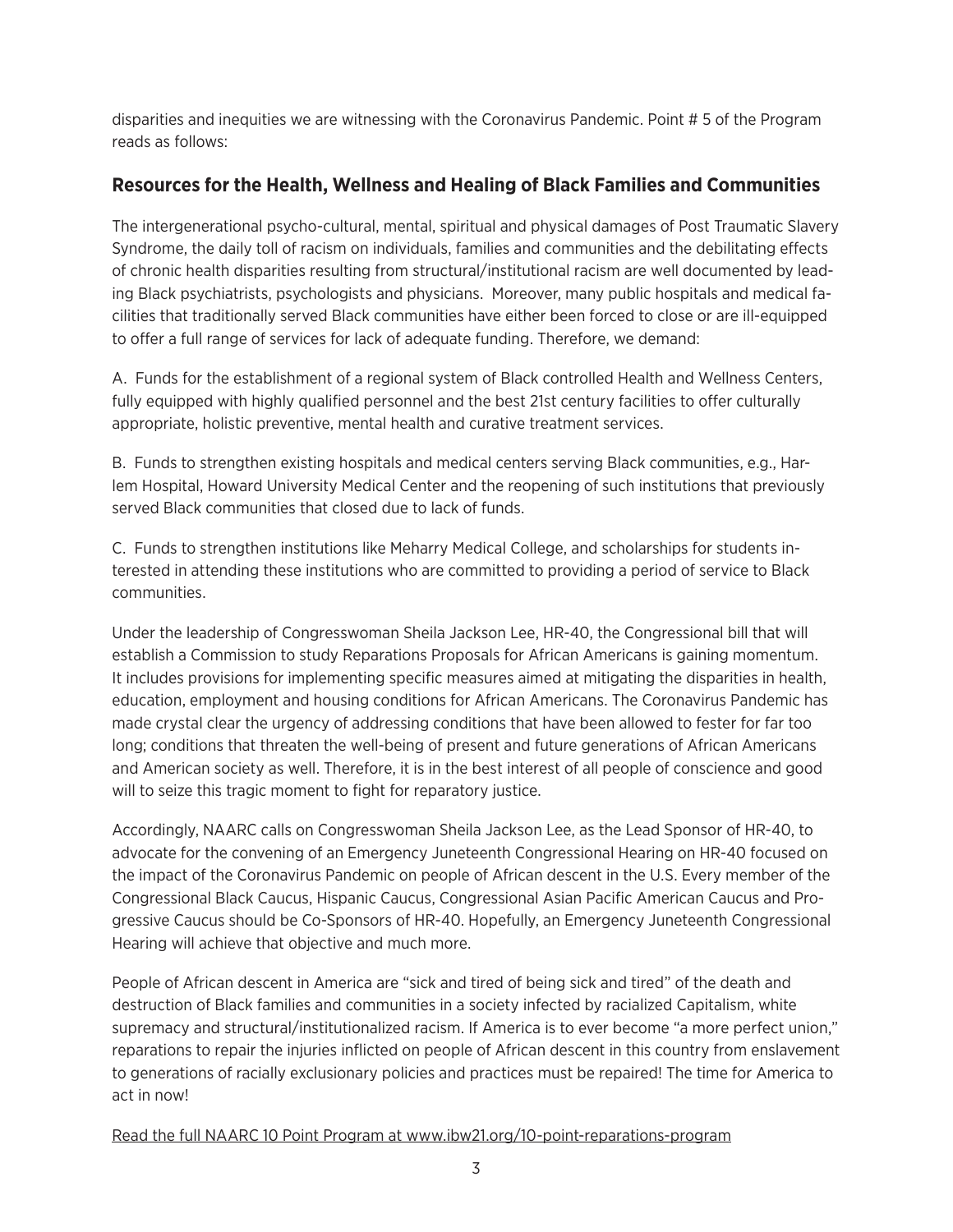disparities and inequities we are witnessing with the Coronavirus Pandemic. Point # 5 of the Program reads as follows:

## Resources for the Health, Wellness and Healing of Black Families and Communities

The intergenerational psycho-cultural, mental, spiritual and physical damages of Post Traumatic Slavery Syndrome, the daily toll of racism on individuals, families and communities and the debilitating effects of chronic health disparities resulting from structural/institutional racism are well documented by leading Black psychiatrists, psychologists and physicians. Moreover, many public hospitals and medical facilities that traditionally served Black communities have either been forced to close or are ill-equipped to offer a full range of services for lack of adequate funding. Therefore, we demand:

A. Funds for the establishment of a regional system of Black controlled Health and Wellness Centers, fully equipped with highly qualified personnel and the best 21st century facilities to offer culturally appropriate, holistic preventive, mental health and curative treatment services.

B. Funds to strengthen existing hospitals and medical centers serving Black communities, e.g., Harlem Hospital, Howard University Medical Center and the reopening of such institutions that previously served Black communities that closed due to lack of funds.

C. Funds to strengthen institutions like Meharry Medical College, and scholarships for students interested in attending these institutions who are committed to providing a period of service to Black communities.

Under the leadership of Congresswoman Sheila Jackson Lee, HR-40, the Congressional bill that will establish a Commission to study Reparations Proposals for African Americans is gaining momentum. It includes provisions for implementing specific measures aimed at mitigating the disparities in health, education, employment and housing conditions for African Americans. The Coronavirus Pandemic has made crystal clear the urgency of addressing conditions that have been allowed to fester for far too long; conditions that threaten the well-being of present and future generations of African Americans and American society as well. Therefore, it is in the best interest of all people of conscience and good will to seize this tragic moment to fight for reparatory justice.

Accordingly, NAARC calls on Congresswoman Sheila Jackson Lee, as the Lead Sponsor of HR-40, to advocate for the convening of an Emergency Juneteenth Congressional Hearing on HR-40 focused on the impact of the Coronavirus Pandemic on people of African descent in the U.S. Every member of the Congressional Black Caucus, Hispanic Caucus, Congressional Asian Pacific American Caucus and Progressive Caucus should be Co-Sponsors of HR-40. Hopefully, an Emergency Juneteenth Congressional Hearing will achieve that objective and much more.

People of African descent in America are "sick and tired of being sick and tired" of the death and destruction of Black families and communities in a society infected by racialized Capitalism, white supremacy and structural/institutionalized racism. If America is to ever become "a more perfect union," reparations to repair the injuries inflicted on people of African descent in this country from enslavement to generations of racially exclusionary policies and practices must be repaired! The time for America to act in now!

Read the full NAARC 10 Point Program at www.ibw21.org/10-point-reparations-program